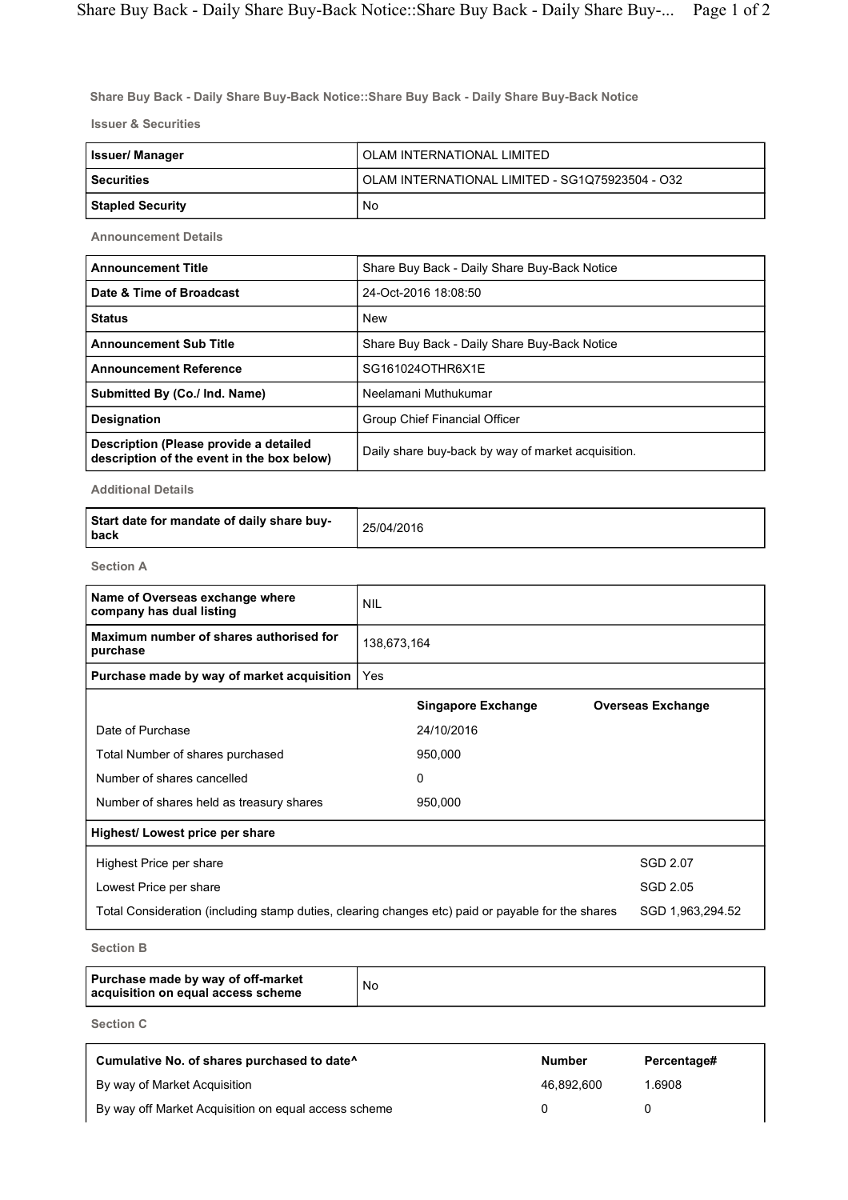## Share Buy Back - Daily Share Buy-Back Notice::Share Buy Back - Daily Share Buy-Back Notice

### Issuer & Securities

| | |
|---|---|
| **Issuer/ Manager** | OLAM INTERNATIONAL LIMITED |
| **Securities** | OLAM INTERNATIONAL LIMITED - SG1Q75923504 - O32 |
| **Stapled Security** | No |

### Announcement Details

| | |
|---|---|
| **Announcement Title** | Share Buy Back - Daily Share Buy-Back Notice |
| **Date & Time of Broadcast** | 24-Oct-2016 18:08:50 |
| **Status** | New |
| **Announcement Sub Title** | Share Buy Back - Daily Share Buy-Back Notice |
| **Announcement Reference** | SG161024OTHR6X1E |
| **Submitted By (Co./ Ind. Name)** | Neelamani Muthukumar |
| **Designation** | Group Chief Financial Officer |
| **Description (Please provide a detailed description of the event in the box below)** | Daily share buy-back by way of market acquisition. |

### Additional Details

| | |
|---|---|
| **Start date for mandate of daily share buy-back** | 25/04/2016 |

### Section A

| | |
|---|---|
| **Name of Overseas exchange where company has dual listing** | NIL |
| **Maximum number of shares authorised for purchase** | 138,673,164 |
| **Purchase made by way of market acquisition** | Yes |

| | Singapore Exchange | Overseas Exchange |
|---|---|---|
| Date of Purchase | 24/10/2016 | |
| Total Number of shares purchased | 950,000 | |
| Number of shares cancelled | 0 | |
| Number of shares held as treasury shares | 950,000 | |

**Highest/ Lowest price per share**

| | |
|---|---|
| Highest Price per share | SGD 2.07 |
| Lowest Price per share | SGD 2.05 |
| Total Consideration (including stamp duties, clearing changes etc) paid or payable for the shares | SGD 1,963,294.52 |

### Section B

| | |
|---|---|
| **Purchase made by way of off-market acquisition on equal access scheme** | No |

### Section C

| Cumulative No. of shares purchased to date^ | Number | Percentage# |
|---|---|---|
| By way of Market Acquisition | 46,892,600 | 1.6908 |
| By way off Market Acquisition on equal access scheme | 0 | 0 |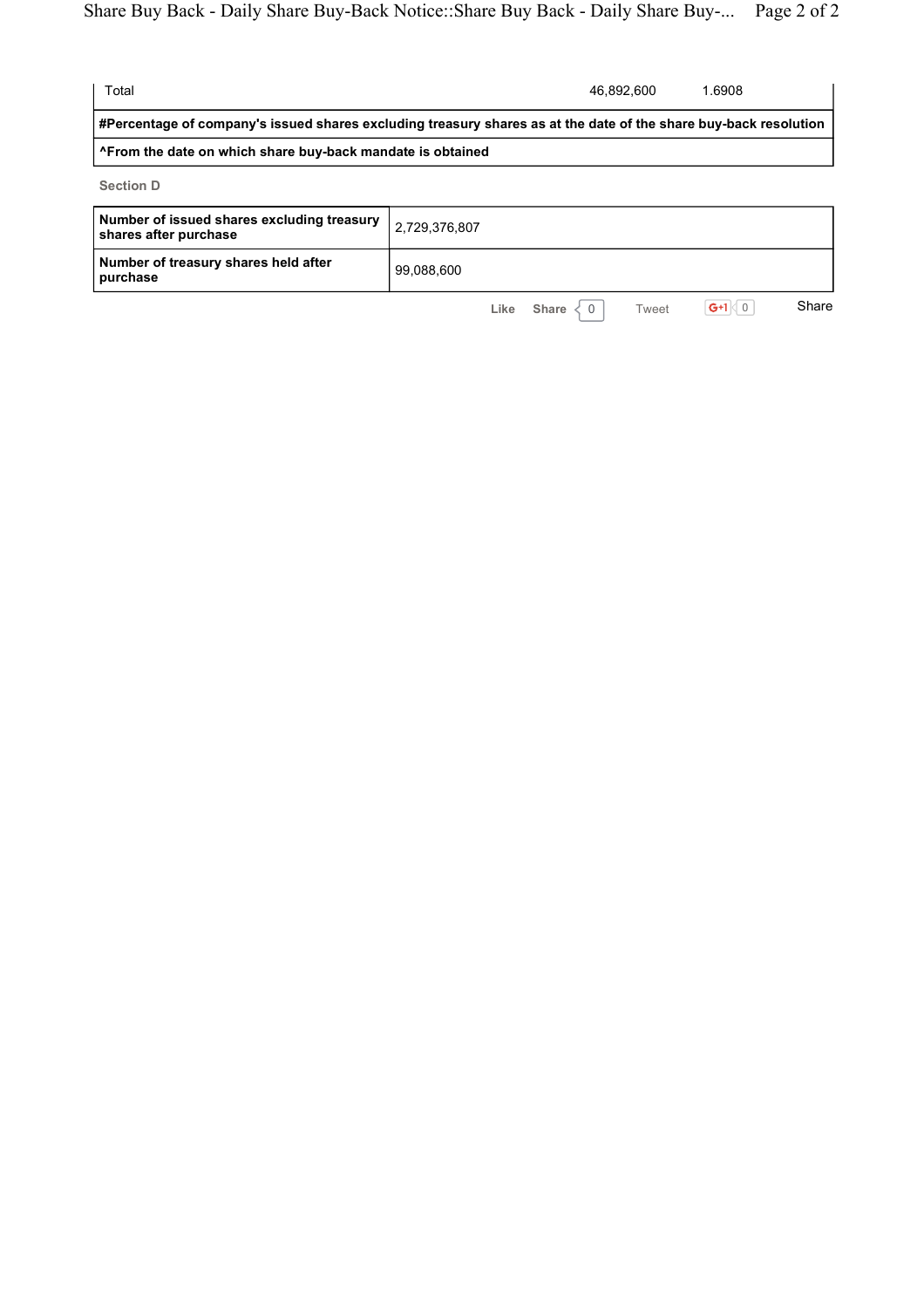| | | |
|---|---|---|
| Total | 46,892,600 | 1.6908 |
| #Percentage of company's issued shares excluding treasury shares as at the date of the share buy-back resolution | | |
| ^From the date on which share buy-back mandate is obtained | | |

**Section D**

| | |
|---|---|
| **Number of issued shares excluding treasury shares after purchase** | 2,729,376,807 |
| **Number of treasury shares held after purchase** | 99,088,600 |